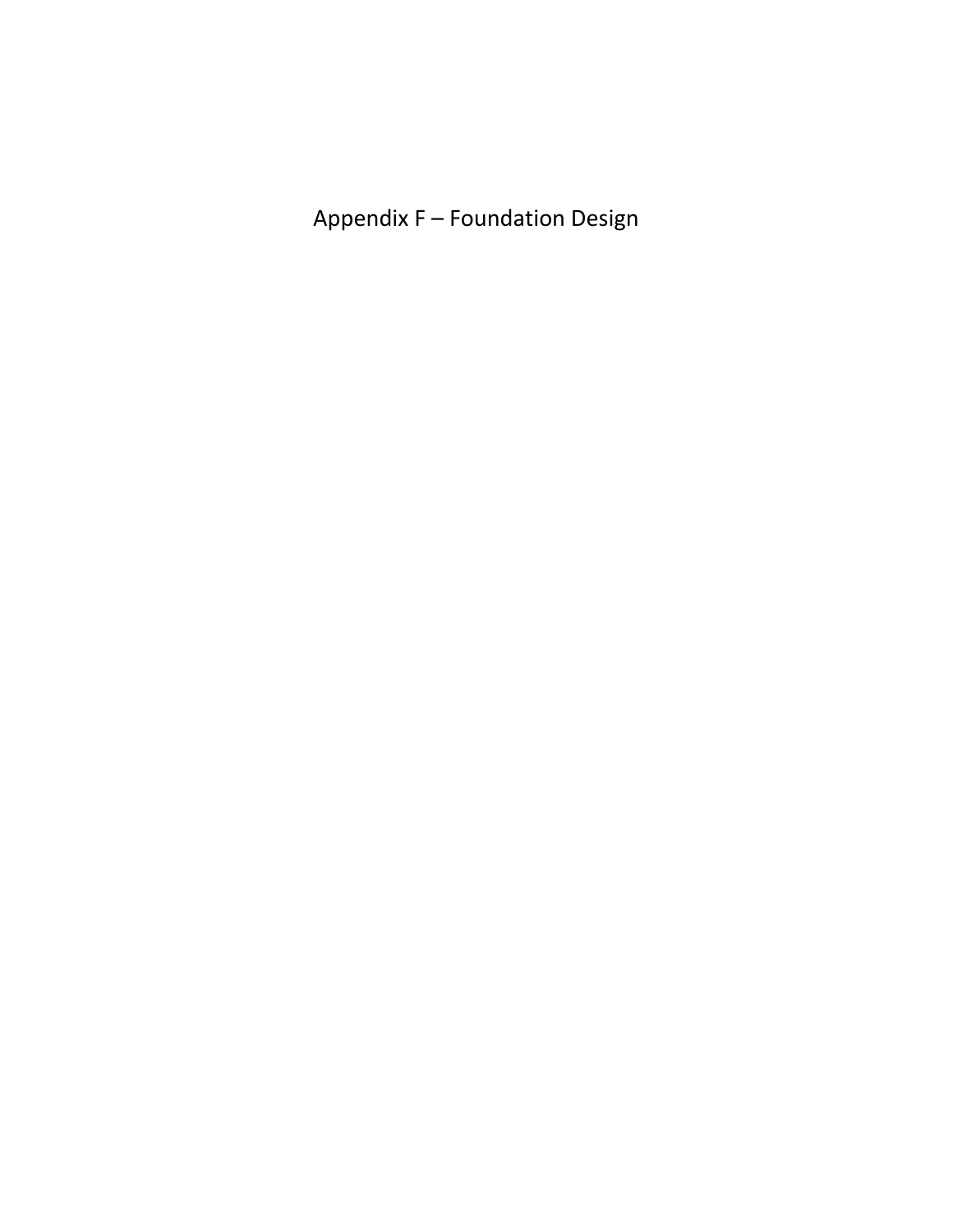# Appendix F – Foundation Design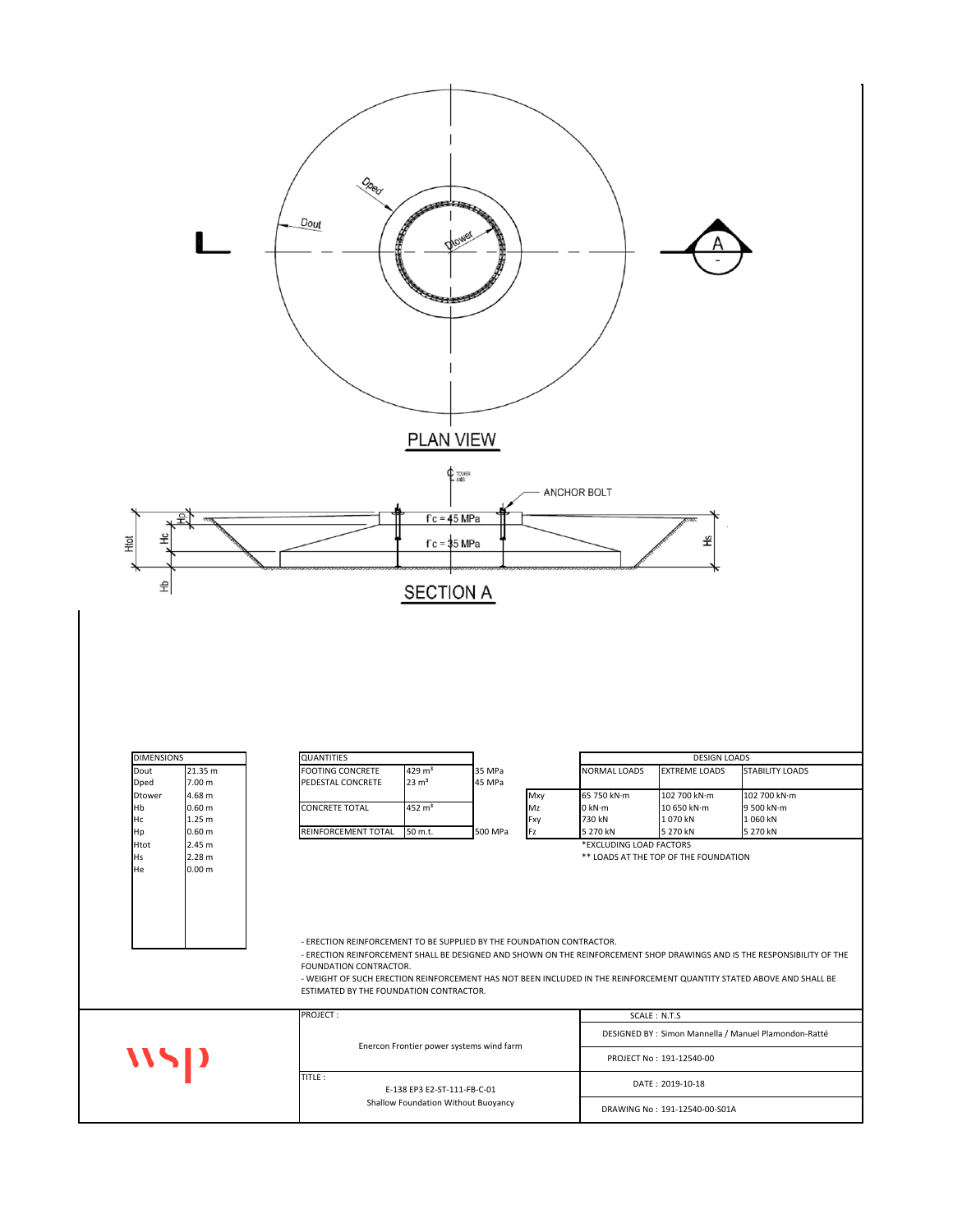PLAN VIEW

Dout
Dped
Dtower

A
-

SECTION A

TOWER AXIS

ANCHOR BOLT

f'c = 45 MPa

f'c = 35 MPa

Htot
Hp
Hc
Hb
Hs

| DIMENSIONS | |
|---|---|
| Dout | 21.35 m |
| Dped | 7.00 m |
| Dtower | 4.68 m |
| Hb | 0.60 m |
| Hc | 1.25 m |
| Hp | 0.60 m |
| Htot | 2.45 m |
| Hs | 2.28 m |
| He | 0.00 m |

| QUANTITIES | | |
|---|---|---|
| FOOTING CONCRETE | 429 m³ | 35 MPa |
| PEDESTAL CONCRETE | 23 m³ | 45 MPa |
| CONCRETE TOTAL | 452 m³ | |
| REINFORCEMENT TOTAL | 50 m.t. | 500 MPa |

| | DESIGN LOADS | | |
|---|---|---|---|
| | NORMAL LOADS | EXTREME LOADS | STABILITY LOADS |
| Mxy | 65 750 kN·m | 102 700 kN·m | 102 700 kN·m |
| Mz | 0 kN·m | 10 650 kN·m | 9 500 kN·m |
| Fxy | 730 kN | 1 070 kN | 1 060 kN |
| Fz | 5 270 kN | 5 270 kN | 5 270 kN |

*EXCLUDING LOAD FACTORS

** LOADS AT THE TOP OF THE FOUNDATION

- ERECTION REINFORCEMENT TO BE SUPPLIED BY THE FOUNDATION CONTRACTOR.
- ERECTION REINFORCEMENT SHALL BE DESIGNED AND SHOWN ON THE REINFORCEMENT SHOP DRAWINGS AND IS THE RESPONSIBILITY OF THE FOUNDATION CONTRACTOR.
- WEIGHT OF SUCH ERECTION REINFORCEMENT HAS NOT BEEN INCLUDED IN THE REINFORCEMENT QUANTITY STATED ABOVE AND SHALL BE ESTIMATED BY THE FOUNDATION CONTRACTOR.

| | | |
|---|---|---|
| wsp | PROJECT : Enercon Frontier power systems wind farm | SCALE : N.T.S |
| | | DESIGNED BY : Simon Mannella / Manuel Plamondon-Ratté |
| | | PROJECT No : 191-12540-00 |
| | TITLE : E-138 EP3 E2-ST-111-FB-C-01 Shallow Foundation Without Buoyancy | DATE : 2019-10-18 |
| | | DRAWING No : 191-12540-00-S01A |